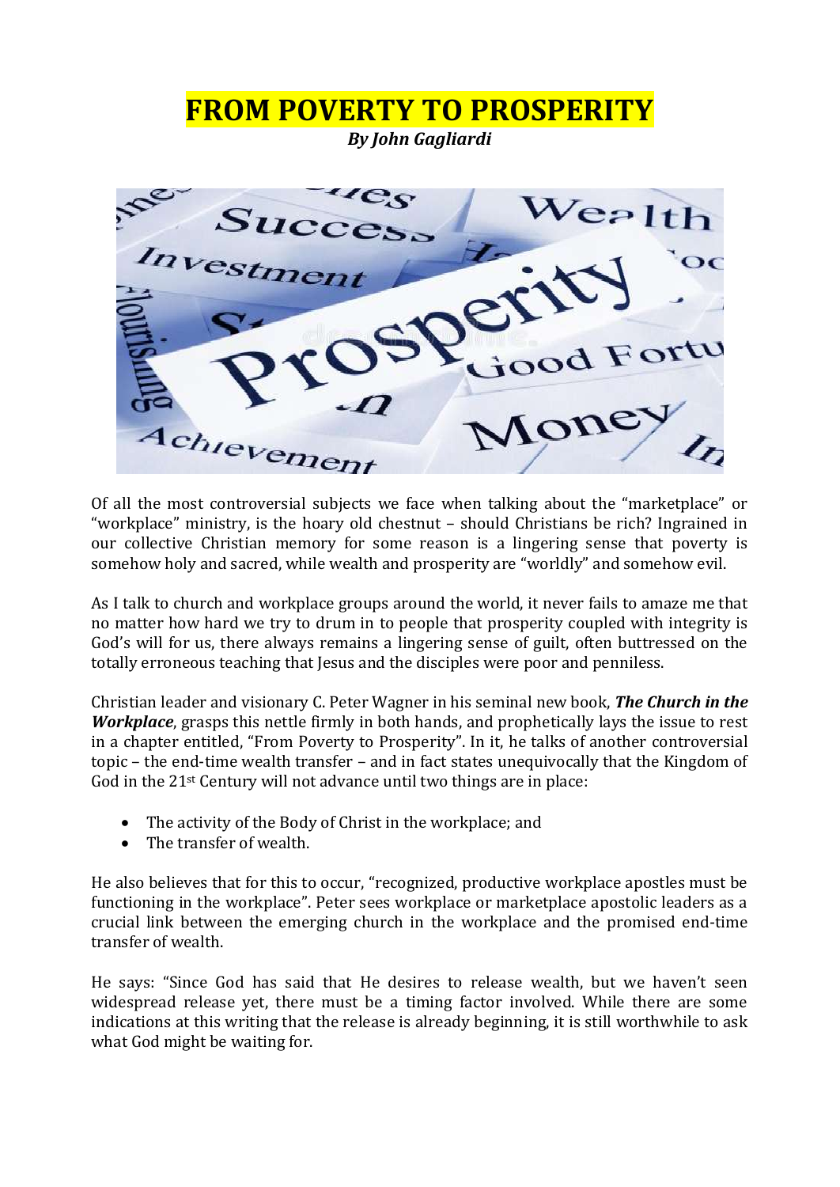# FROM POVERTY TO PROSPERITY

***By John Gagliardi***

Of all the most controversial subjects we face when talking about the "marketplace" or "workplace" ministry, is the hoary old chestnut – should Christians be rich? Ingrained in our collective Christian memory for some reason is a lingering sense that poverty is somehow holy and sacred, while wealth and prosperity are "worldly" and somehow evil.

As I talk to church and workplace groups around the world, it never fails to amaze me that no matter how hard we try to drum in to people that prosperity coupled with integrity is God's will for us, there always remains a lingering sense of guilt, often buttressed on the totally erroneous teaching that Jesus and the disciples were poor and penniless.

Christian leader and visionary C. Peter Wagner in his seminal new book, ***The Church in the Workplace***, grasps this nettle firmly in both hands, and prophetically lays the issue to rest in a chapter entitled, "From Poverty to Prosperity". In it, he talks of another controversial topic – the end-time wealth transfer – and in fact states unequivocally that the Kingdom of God in the 21st Century will not advance until two things are in place:

- The activity of the Body of Christ in the workplace; and
- The transfer of wealth.

He also believes that for this to occur, "recognized, productive workplace apostles must be functioning in the workplace". Peter sees workplace or marketplace apostolic leaders as a crucial link between the emerging church in the workplace and the promised end-time transfer of wealth.

He says: "Since God has said that He desires to release wealth, but we haven't seen widespread release yet, there must be a timing factor involved. While there are some indications at this writing that the release is already beginning, it is still worthwhile to ask what God might be waiting for.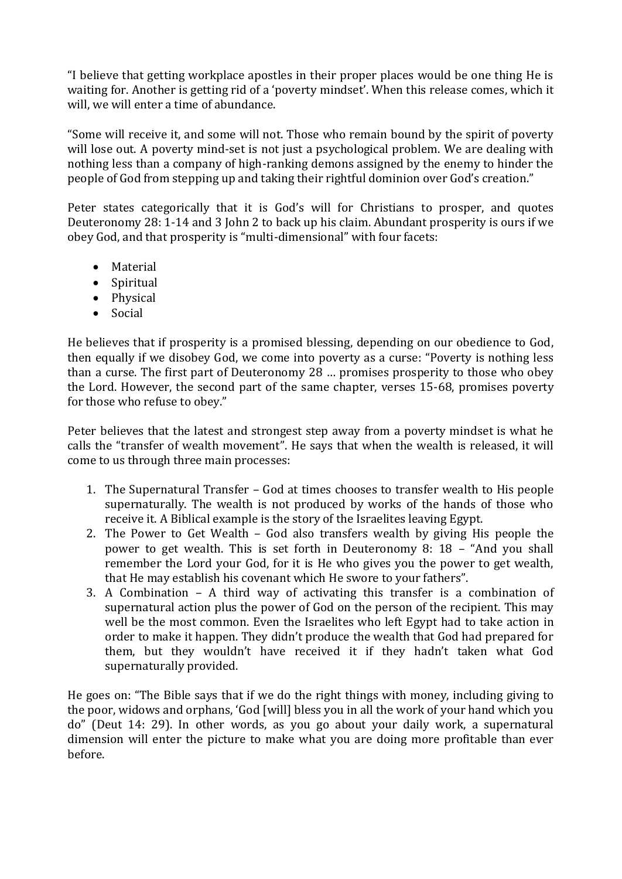"I believe that getting workplace apostles in their proper places would be one thing He is waiting for. Another is getting rid of a 'poverty mindset'. When this release comes, which it will, we will enter a time of abundance.

"Some will receive it, and some will not. Those who remain bound by the spirit of poverty will lose out. A poverty mind-set is not just a psychological problem. We are dealing with nothing less than a company of high-ranking demons assigned by the enemy to hinder the people of God from stepping up and taking their rightful dominion over God's creation."

Peter states categorically that it is God's will for Christians to prosper, and quotes Deuteronomy 28: 1-14 and 3 John 2 to back up his claim. Abundant prosperity is ours if we obey God, and that prosperity is "multi-dimensional" with four facets:

- Material
- Spiritual
- Physical
- Social

He believes that if prosperity is a promised blessing, depending on our obedience to God, then equally if we disobey God, we come into poverty as a curse: "Poverty is nothing less than a curse. The first part of Deuteronomy 28 … promises prosperity to those who obey the Lord. However, the second part of the same chapter, verses 15-68, promises poverty for those who refuse to obey."

Peter believes that the latest and strongest step away from a poverty mindset is what he calls the "transfer of wealth movement". He says that when the wealth is released, it will come to us through three main processes:

1. The Supernatural Transfer – God at times chooses to transfer wealth to His people supernaturally. The wealth is not produced by works of the hands of those who receive it. A Biblical example is the story of the Israelites leaving Egypt.
2. The Power to Get Wealth – God also transfers wealth by giving His people the power to get wealth. This is set forth in Deuteronomy 8: 18 – "And you shall remember the Lord your God, for it is He who gives you the power to get wealth, that He may establish his covenant which He swore to your fathers".
3. A Combination – A third way of activating this transfer is a combination of supernatural action plus the power of God on the person of the recipient. This may well be the most common. Even the Israelites who left Egypt had to take action in order to make it happen. They didn't produce the wealth that God had prepared for them, but they wouldn't have received it if they hadn't taken what God supernaturally provided.

He goes on: "The Bible says that if we do the right things with money, including giving to the poor, widows and orphans, 'God [will] bless you in all the work of your hand which you do" (Deut 14: 29). In other words, as you go about your daily work, a supernatural dimension will enter the picture to make what you are doing more profitable than ever before.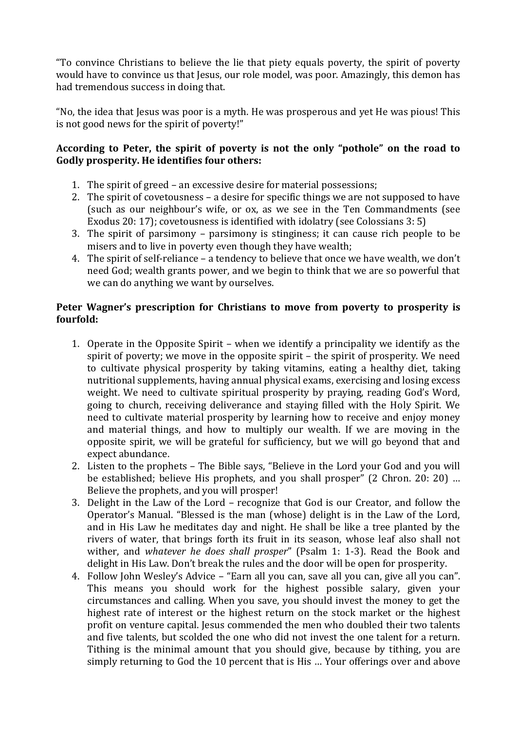"To convince Christians to believe the lie that piety equals poverty, the spirit of poverty would have to convince us that Jesus, our role model, was poor. Amazingly, this demon has had tremendous success in doing that.

"No, the idea that Jesus was poor is a myth. He was prosperous and yet He was pious! This is not good news for the spirit of poverty!"

**According to Peter, the spirit of poverty is not the only "pothole" on the road to Godly prosperity. He identifies four others:**

1. The spirit of greed – an excessive desire for material possessions;
2. The spirit of covetousness – a desire for specific things we are not supposed to have (such as our neighbour's wife, or ox, as we see in the Ten Commandments (see Exodus 20: 17); covetousness is identified with idolatry (see Colossians 3: 5)
3. The spirit of parsimony – parsimony is stinginess; it can cause rich people to be misers and to live in poverty even though they have wealth;
4. The spirit of self-reliance – a tendency to believe that once we have wealth, we don't need God; wealth grants power, and we begin to think that we are so powerful that we can do anything we want by ourselves.

**Peter Wagner's prescription for Christians to move from poverty to prosperity is fourfold:**

1. Operate in the Opposite Spirit – when we identify a principality we identify as the spirit of poverty; we move in the opposite spirit – the spirit of prosperity. We need to cultivate physical prosperity by taking vitamins, eating a healthy diet, taking nutritional supplements, having annual physical exams, exercising and losing excess weight. We need to cultivate spiritual prosperity by praying, reading God's Word, going to church, receiving deliverance and staying filled with the Holy Spirit. We need to cultivate material prosperity by learning how to receive and enjoy money and material things, and how to multiply our wealth. If we are moving in the opposite spirit, we will be grateful for sufficiency, but we will go beyond that and expect abundance.
2. Listen to the prophets – The Bible says, "Believe in the Lord your God and you will be established; believe His prophets, and you shall prosper" (2 Chron. 20: 20) … Believe the prophets, and you will prosper!
3. Delight in the Law of the Lord – recognize that God is our Creator, and follow the Operator's Manual. "Blessed is the man (whose) delight is in the Law of the Lord, and in His Law he meditates day and night. He shall be like a tree planted by the rivers of water, that brings forth its fruit in its season, whose leaf also shall not wither, and *whatever he does shall prosper*" (Psalm 1: 1-3). Read the Book and delight in His Law. Don't break the rules and the door will be open for prosperity.
4. Follow John Wesley's Advice – "Earn all you can, save all you can, give all you can". This means you should work for the highest possible salary, given your circumstances and calling. When you save, you should invest the money to get the highest rate of interest or the highest return on the stock market or the highest profit on venture capital. Jesus commended the men who doubled their two talents and five talents, but scolded the one who did not invest the one talent for a return. Tithing is the minimal amount that you should give, because by tithing, you are simply returning to God the 10 percent that is His … Your offerings over and above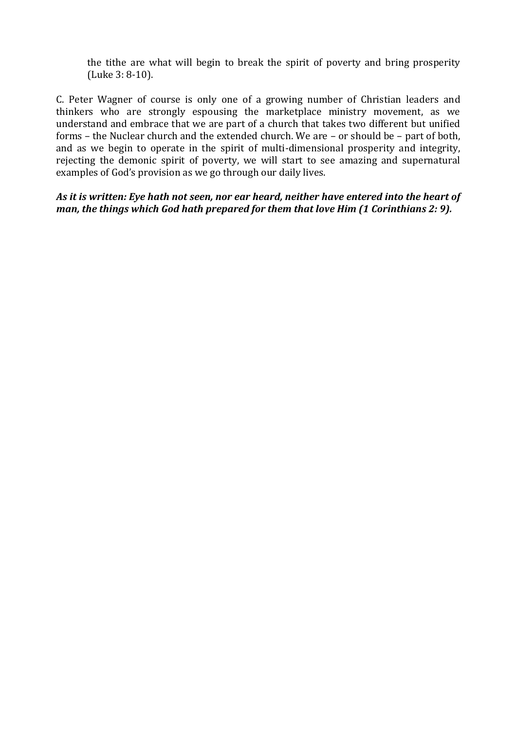> the tithe are what will begin to break the spirit of poverty and bring prosperity (Luke 3: 8-10).

C. Peter Wagner of course is only one of a growing number of Christian leaders and thinkers who are strongly espousing the marketplace ministry movement, as we understand and embrace that we are part of a church that takes two different but unified forms – the Nuclear church and the extended church. We are – or should be – part of both, and as we begin to operate in the spirit of multi-dimensional prosperity and integrity, rejecting the demonic spirit of poverty, we will start to see amazing and supernatural examples of God's provision as we go through our daily lives.

***As it is written: Eye hath not seen, nor ear heard, neither have entered into the heart of man, the things which God hath prepared for them that love Him (1 Corinthians 2: 9).***